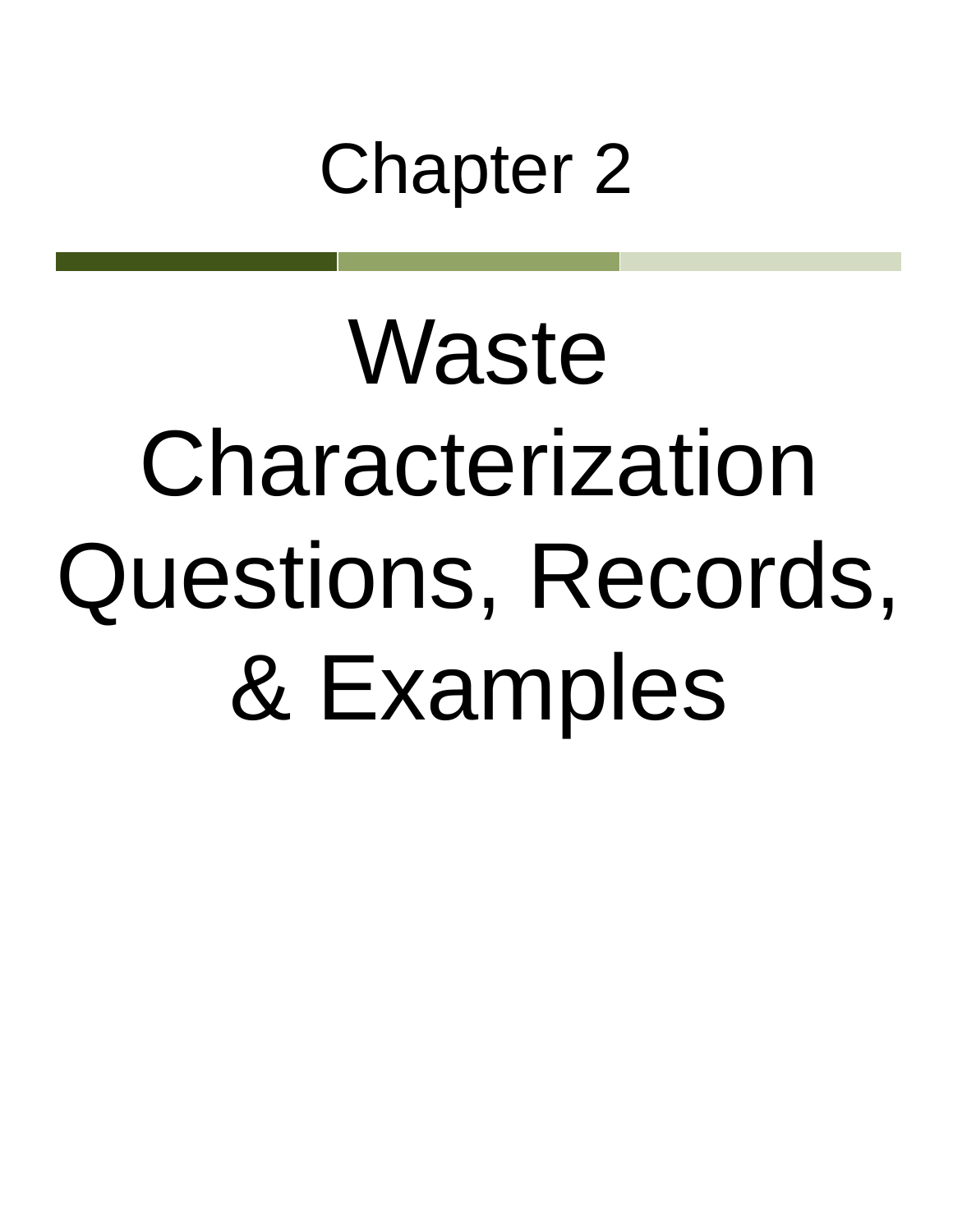# Chapter 2

# Waste Characterization Questions, Records, & Examples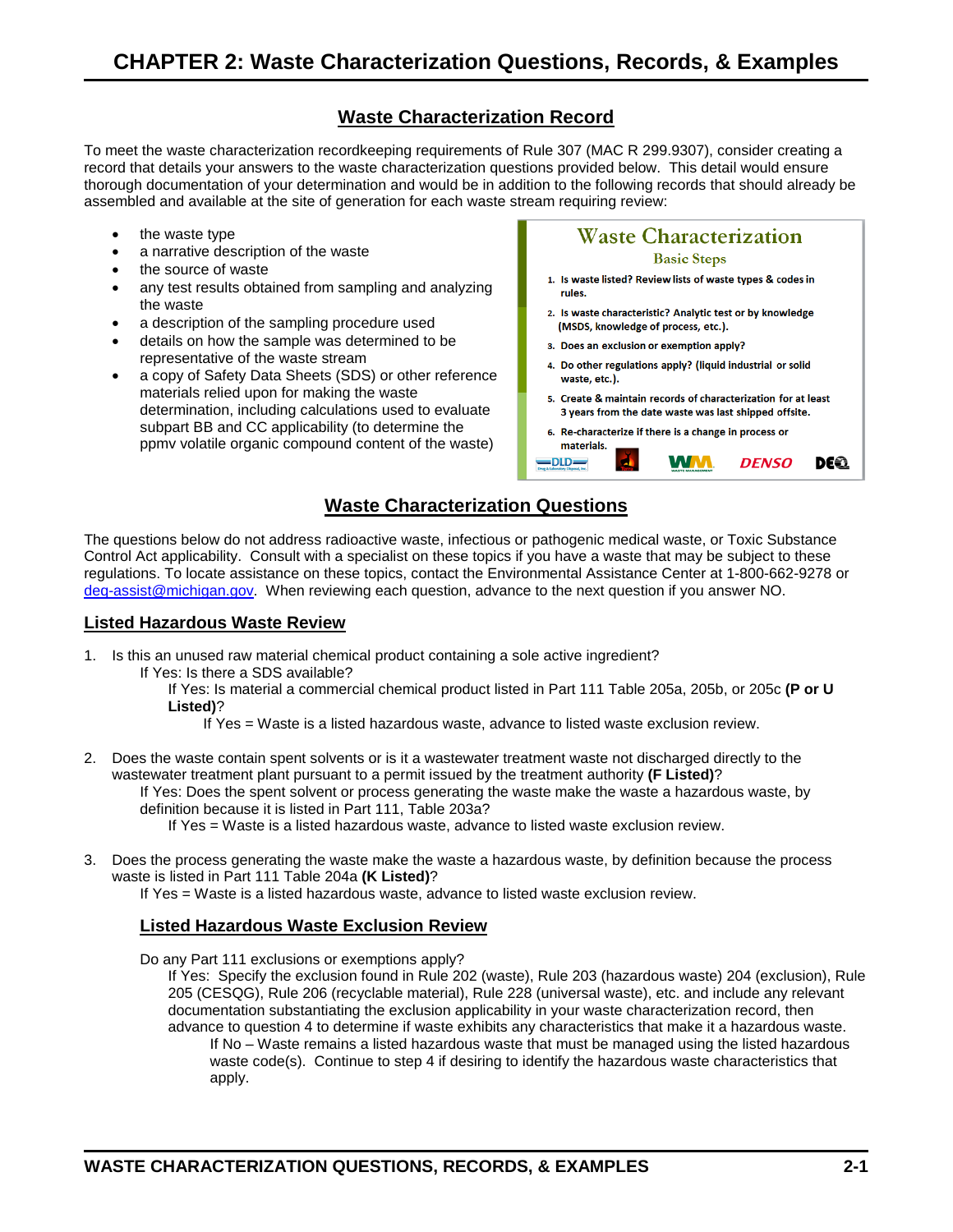# CHAPTER 2: Waste Characterization Questions, Records, & Examples

## Waste Characterization Record

To meet the waste characterization recordkeeping requirements of Rule 307 (MAC R 299.9307), consider creating a record that details your answers to the waste characterization questions provided below. This detail would ensure thorough documentation of your determination and would be in addition to the following records that should already be assembled and available at the site of generation for each waste stream requiring review:

- the waste type
- a narrative description of the waste
- the source of waste
- any test results obtained from sampling and analyzing the waste
- a description of the sampling procedure used
- details on how the sample was determined to be representative of the waste stream
- a copy of Safety Data Sheets (SDS) or other reference materials relied upon for making the waste determination, including calculations used to evaluate subpart BB and CC applicability (to determine the ppmv volatile organic compound content of the waste)

**Waste Characterization**
**Basic Steps**

1. Is waste listed? Review lists of waste types & codes in rules.
2. Is waste characteristic? Analytic test or by knowledge (MSDS, knowledge of process, etc.).
3. Does an exclusion or exemption apply?
4. Do other regulations apply? (liquid industrial or solid waste, etc.).
5. Create & maintain records of characterization for at least 3 years from the date waste was last shipped offsite.
6. Re-characterize if there is a change in process or materials.

## Waste Characterization Questions

The questions below do not address radioactive waste, infectious or pathogenic medical waste, or Toxic Substance Control Act applicability. Consult with a specialist on these topics if you have a waste that may be subject to these regulations. To locate assistance on these topics, contact the Environmental Assistance Center at 1-800-662-9278 or deq-assist@michigan.gov. When reviewing each question, advance to the next question if you answer NO.

### Listed Hazardous Waste Review

1. Is this an unused raw material chemical product containing a sole active ingredient?
   If Yes: Is there a SDS available?
      If Yes: Is material a commercial chemical product listed in Part 111 Table 205a, 205b, or 205c **(P or U Listed)**?
         If Yes = Waste is a listed hazardous waste, advance to listed waste exclusion review.

2. Does the waste contain spent solvents or is it a wastewater treatment waste not discharged directly to the wastewater treatment plant pursuant to a permit issued by the treatment authority **(F Listed)**?
   If Yes: Does the spent solvent or process generating the waste make the waste a hazardous waste, by definition because it is listed in Part 111, Table 203a?
      If Yes = Waste is a listed hazardous waste, advance to listed waste exclusion review.

3. Does the process generating the waste make the waste a hazardous waste, by definition because the process waste is listed in Part 111 Table 204a **(K Listed)**?
   If Yes = Waste is a listed hazardous waste, advance to listed waste exclusion review.

### Listed Hazardous Waste Exclusion Review

Do any Part 111 exclusions or exemptions apply?

If Yes: Specify the exclusion found in Rule 202 (waste), Rule 203 (hazardous waste) 204 (exclusion), Rule 205 (CESQG), Rule 206 (recyclable material), Rule 228 (universal waste), etc. and include any relevant documentation substantiating the exclusion applicability in your waste characterization record, then advance to question 4 to determine if waste exhibits any characteristics that make it a hazardous waste.

If No – Waste remains a listed hazardous waste that must be managed using the listed hazardous waste code(s). Continue to step 4 if desiring to identify the hazardous waste characteristics that apply.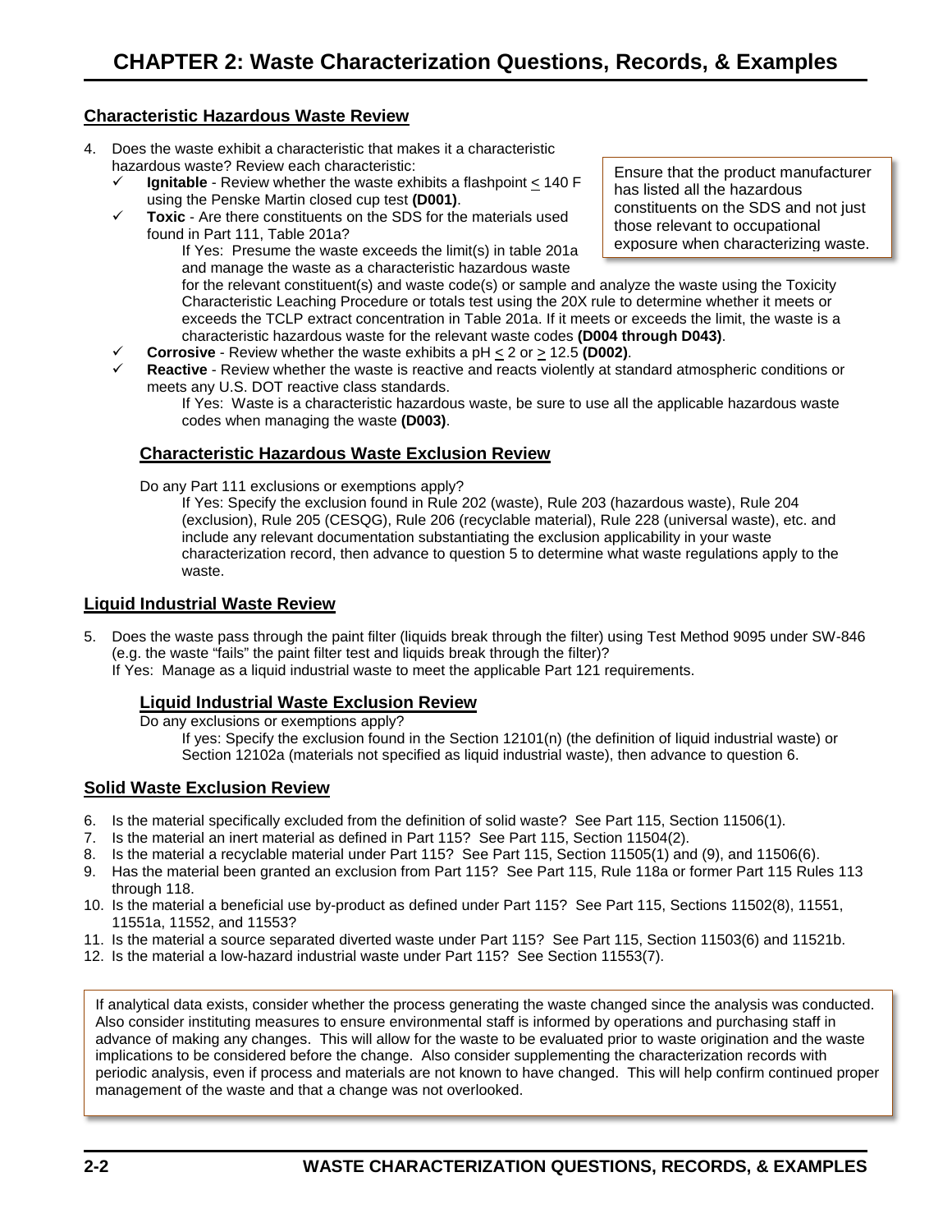# CHAPTER 2: Waste Characterization Questions, Records, & Examples

## Characteristic Hazardous Waste Review

4. Does the waste exhibit a characteristic that makes it a characteristic hazardous waste? Review each characteristic:
   - ✓ **Ignitable** - Review whether the waste exhibits a flashpoint $\leq$ 140 F using the Penske Martin closed cup test **(D001)**.
   - ✓ **Toxic** - Are there constituents on the SDS for the materials used found in Part 111, Table 201a?

     If Yes: Presume the waste exceeds the limit(s) in table 201a and manage the waste as a characteristic hazardous waste for the relevant constituent(s) and waste code(s) or sample and analyze the waste using the Toxicity Characteristic Leaching Procedure or totals test using the 20X rule to determine whether it meets or exceeds the TCLP extract concentration in Table 201a. If it meets or exceeds the limit, the waste is a characteristic hazardous waste for the relevant waste codes **(D004 through D043)**.
   - ✓ **Corrosive** - Review whether the waste exhibits a pH $\leq$ 2 or $\geq$ 12.5 **(D002)**.
   - ✓ **Reactive** - Review whether the waste is reactive and reacts violently at standard atmospheric conditions or meets any U.S. DOT reactive class standards.

     If Yes: Waste is a characteristic hazardous waste, be sure to use all the applicable hazardous waste codes when managing the waste **(D003)**.

> Ensure that the product manufacturer has listed all the hazardous constituents on the SDS and not just those relevant to occupational exposure when characterizing waste.

### Characteristic Hazardous Waste Exclusion Review

Do any Part 111 exclusions or exemptions apply?

If Yes: Specify the exclusion found in Rule 202 (waste), Rule 203 (hazardous waste), Rule 204 (exclusion), Rule 205 (CESQG), Rule 206 (recyclable material), Rule 228 (universal waste), etc. and include any relevant documentation substantiating the exclusion applicability in your waste characterization record, then advance to question 5 to determine what waste regulations apply to the waste.

## Liquid Industrial Waste Review

5. Does the waste pass through the paint filter (liquids break through the filter) using Test Method 9095 under SW-846 (e.g. the waste "fails" the paint filter test and liquids break through the filter)?

   If Yes: Manage as a liquid industrial waste to meet the applicable Part 121 requirements.

### Liquid Industrial Waste Exclusion Review

Do any exclusions or exemptions apply?

If yes: Specify the exclusion found in the Section 12101(n) (the definition of liquid industrial waste) or Section 12102a (materials not specified as liquid industrial waste), then advance to question 6.

## Solid Waste Exclusion Review

6. Is the material specifically excluded from the definition of solid waste? See Part 115, Section 11506(1).
7. Is the material an inert material as defined in Part 115? See Part 115, Section 11504(2).
8. Is the material a recyclable material under Part 115? See Part 115, Section 11505(1) and (9), and 11506(6).
9. Has the material been granted an exclusion from Part 115? See Part 115, Rule 118a or former Part 115 Rules 113 through 118.
10. Is the material a beneficial use by-product as defined under Part 115? See Part 115, Sections 11502(8), 11551, 11551a, 11552, and 11553?
11. Is the material a source separated diverted waste under Part 115? See Part 115, Section 11503(6) and 11521b.
12. Is the material a low-hazard industrial waste under Part 115? See Section 11553(7).

> If analytical data exists, consider whether the process generating the waste changed since the analysis was conducted. Also consider instituting measures to ensure environmental staff is informed by operations and purchasing staff in advance of making any changes. This will allow for the waste to be evaluated prior to waste origination and the waste implications to be considered before the change. Also consider supplementing the characterization records with periodic analysis, even if process and materials are not known to have changed. This will help confirm continued proper management of the waste and that a change was not overlooked.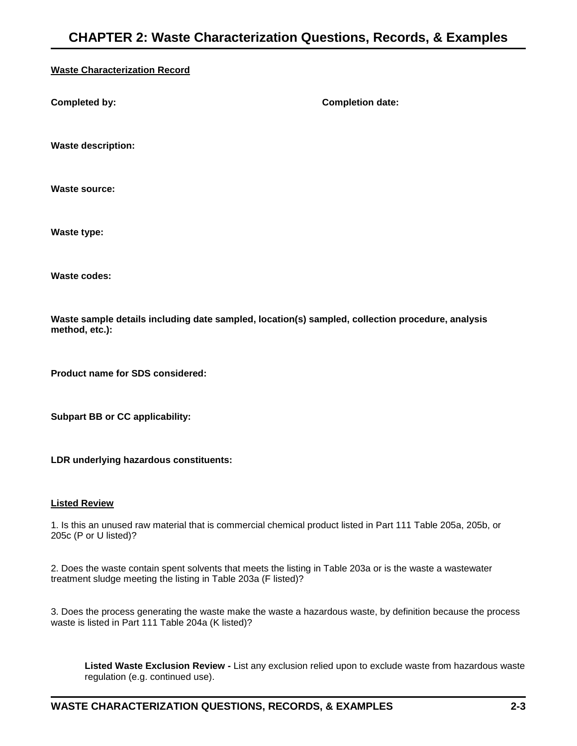## CHAPTER 2: Waste Characterization Questions, Records, & Examples

**Waste Characterization Record**

**Completed by:** **Completion date:**

**Waste description:**

**Waste source:**

**Waste type:**

**Waste codes:**

**Waste sample details including date sampled, location(s) sampled, collection procedure, analysis method, etc.):**

**Product name for SDS considered:**

**Subpart BB or CC applicability:**

**LDR underlying hazardous constituents:**

**Listed Review**

1. Is this an unused raw material that is commercial chemical product listed in Part 111 Table 205a, 205b, or 205c (P or U listed)?

2. Does the waste contain spent solvents that meets the listing in Table 203a or is the waste a wastewater treatment sludge meeting the listing in Table 203a (F listed)?

3. Does the process generating the waste make the waste a hazardous waste, by definition because the process waste is listed in Part 111 Table 204a (K listed)?

**Listed Waste Exclusion Review -** List any exclusion relied upon to exclude waste from hazardous waste regulation (e.g. continued use).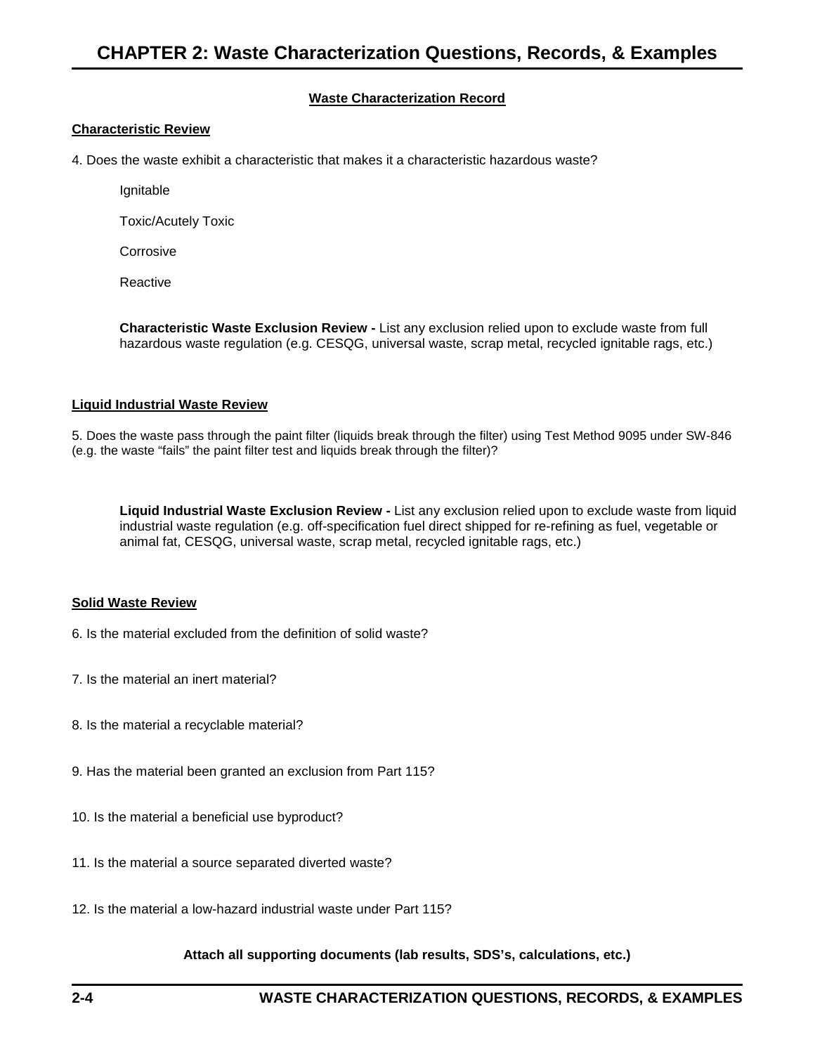# CHAPTER 2: Waste Characterization Questions, Records, & Examples

## Waste Characterization Record

### Characteristic Review

4. Does the waste exhibit a characteristic that makes it a characteristic hazardous waste?

Ignitable

Toxic/Acutely Toxic

Corrosive

Reactive

**Characteristic Waste Exclusion Review -** List any exclusion relied upon to exclude waste from full hazardous waste regulation (e.g. CESQG, universal waste, scrap metal, recycled ignitable rags, etc.)

### Liquid Industrial Waste Review

5. Does the waste pass through the paint filter (liquids break through the filter) using Test Method 9095 under SW-846 (e.g. the waste "fails" the paint filter test and liquids break through the filter)?

**Liquid Industrial Waste Exclusion Review -** List any exclusion relied upon to exclude waste from liquid industrial waste regulation (e.g. off-specification fuel direct shipped for re-refining as fuel, vegetable or animal fat, CESQG, universal waste, scrap metal, recycled ignitable rags, etc.)

### Solid Waste Review

6. Is the material excluded from the definition of solid waste?

7. Is the material an inert material?

8. Is the material a recyclable material?

9. Has the material been granted an exclusion from Part 115?

10. Is the material a beneficial use byproduct?

11. Is the material a source separated diverted waste?

12. Is the material a low-hazard industrial waste under Part 115?

**Attach all supporting documents (lab results, SDS's, calculations, etc.)**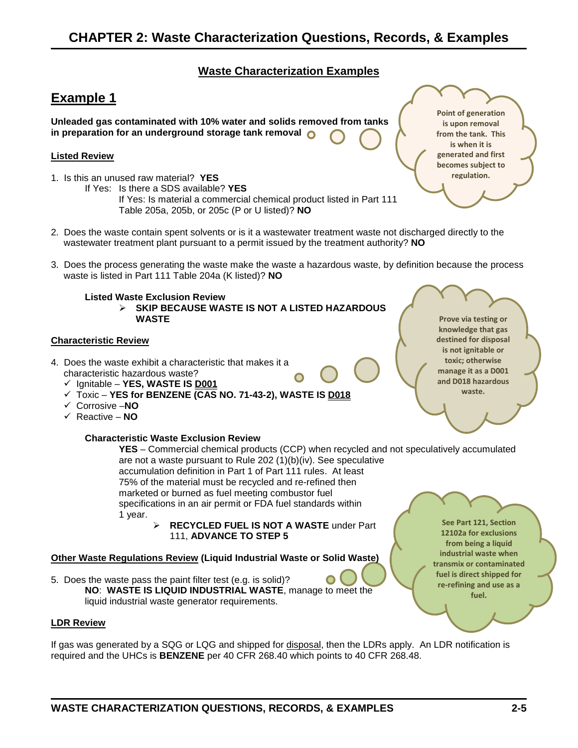# CHAPTER 2: Waste Characterization Questions, Records, & Examples

## Waste Characterization Examples

## Example 1

**Unleaded gas contaminated with 10% water and solids removed from tanks in preparation for an underground storage tank removal**

**Point of generation is upon removal from the tank. This is when it is generated and first becomes subject to regulation.**

### Listed Review

1. Is this an unused raw material? **YES**
   If Yes: Is there a SDS available? **YES**
   If Yes: Is material a commercial chemical product listed in Part 111 Table 205a, 205b, or 205c (P or U listed)? **NO**

2. Does the waste contain spent solvents or is it a wastewater treatment waste not discharged directly to the wastewater treatment plant pursuant to a permit issued by the treatment authority? **NO**

3. Does the process generating the waste make the waste a hazardous waste, by definition because the process waste is listed in Part 111 Table 204a (K listed)? **NO**

**Listed Waste Exclusion Review**

- **SKIP BECAUSE WASTE IS NOT A LISTED HAZARDOUS WASTE**

### Characteristic Review

4. Does the waste exhibit a characteristic that makes it a characteristic hazardous waste?
   - ✓ Ignitable – **YES, WASTE IS D001**
   - ✓ Toxic – **YES for BENZENE (CAS NO. 71-43-2), WASTE IS D018**
   - ✓ Corrosive –**NO**
   - ✓ Reactive – **NO**

**Prove via testing or knowledge that gas destined for disposal is not ignitable or toxic; otherwise manage it as a D001 and D018 hazardous waste.**

**Characteristic Waste Exclusion Review**

**YES** – Commercial chemical products (CCP) when recycled and not speculatively accumulated are not a waste pursuant to Rule 202 (1)(b)(iv). See speculative accumulation definition in Part 1 of Part 111 rules. At least 75% of the material must be recycled and re-refined then marketed or burned as fuel meeting combustor fuel specifications in an air permit or FDA fuel standards within 1 year.

- **RECYCLED FUEL IS NOT A WASTE** under Part 111, **ADVANCE TO STEP 5**

**See Part 121, Section 12102a for exclusions from being a liquid industrial waste when transmix or contaminated fuel is direct shipped for re-refining and use as a fuel.**

### Other Waste Regulations Review (Liquid Industrial Waste or Solid Waste)

5. Does the waste pass the paint filter test (e.g. is solid)?
   **NO**: **WASTE IS LIQUID INDUSTRIAL WASTE**, manage to meet the liquid industrial waste generator requirements.

### LDR Review

If gas was generated by a SQG or LQG and shipped for disposal, then the LDRs apply. An LDR notification is required and the UHCs is **BENZENE** per 40 CFR 268.40 which points to 40 CFR 268.48.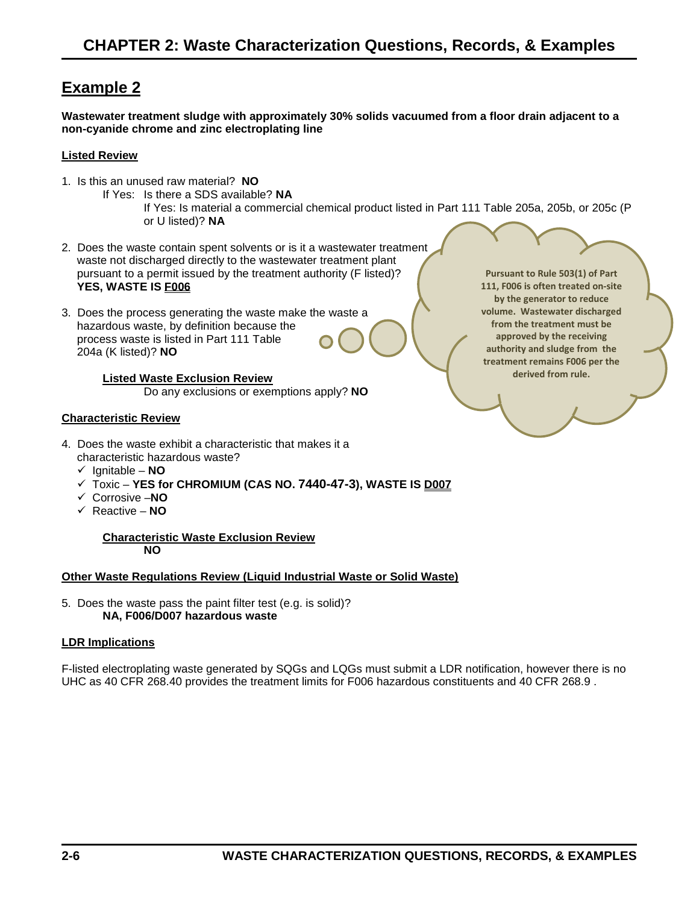## Example 2

**Wastewater treatment sludge with approximately 30% solids vacuumed from a floor drain adjacent to a non-cyanide chrome and zinc electroplating line**

### Listed Review

1. Is this an unused raw material? **NO**
   - If Yes: Is there a SDS available? **NA**
     - If Yes: Is material a commercial chemical product listed in Part 111 Table 205a, 205b, or 205c (P or U listed)? **NA**

2. Does the waste contain spent solvents or is it a wastewater treatment waste not discharged directly to the wastewater treatment plant pursuant to a permit issued by the treatment authority (F listed)? **YES, WASTE IS F006**

3. Does the process generating the waste make the waste a hazardous waste, by definition because the process waste is listed in Part 111 Table 204a (K listed)? **NO**

> **Pursuant to Rule 503(1) of Part 111, F006 is often treated on-site by the generator to reduce volume. Wastewater discharged from the treatment must be approved by the receiving authority and sludge from the treatment remains F006 per the derived from rule.**

**Listed Waste Exclusion Review**

Do any exclusions or exemptions apply? **NO**

### Characteristic Review

4. Does the waste exhibit a characteristic that makes it a characteristic hazardous waste?
   - ✓ Ignitable – **NO**
   - ✓ Toxic – **YES for CHROMIUM (CAS NO. 7440-47-3), WASTE IS D007**
   - ✓ Corrosive –**NO**
   - ✓ Reactive – **NO**

**Characteristic Waste Exclusion Review**

**NO**

### Other Waste Regulations Review (Liquid Industrial Waste or Solid Waste)

5. Does the waste pass the paint filter test (e.g. is solid)?
   **NA, F006/D007 hazardous waste**

### LDR Implications

F-listed electroplating waste generated by SQGs and LQGs must submit a LDR notification, however there is no UHC as 40 CFR 268.40 provides the treatment limits for F006 hazardous constituents and 40 CFR 268.9 .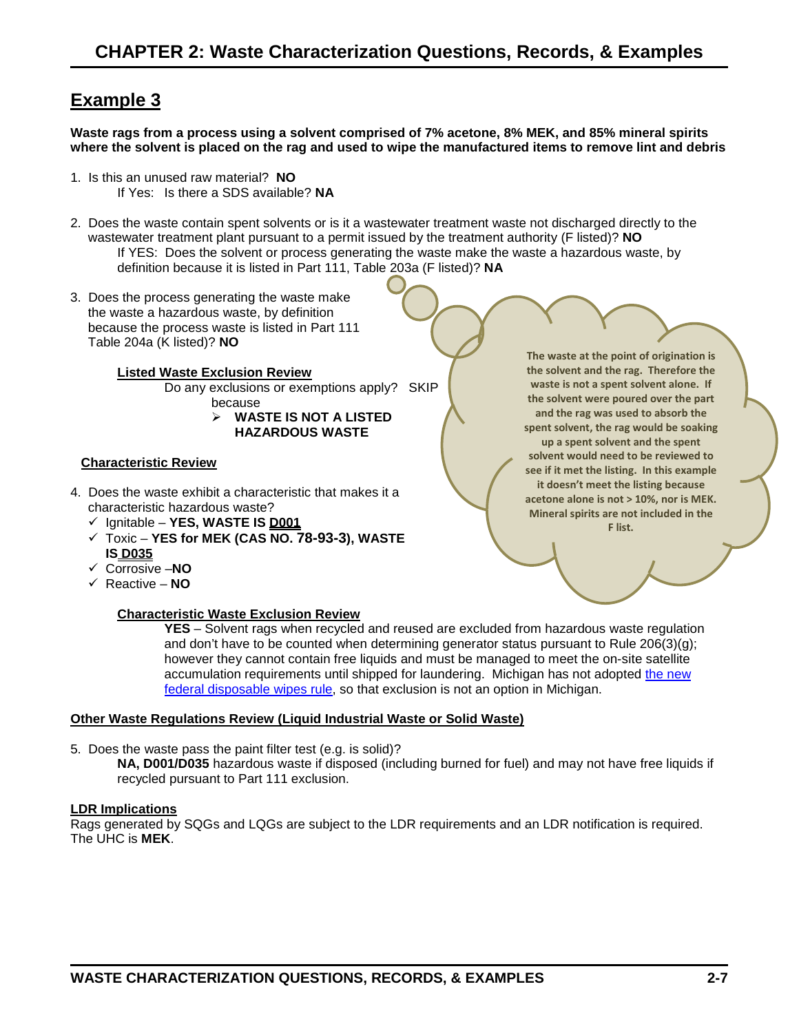## Example 3

**Waste rags from a process using a solvent comprised of 7% acetone, 8% MEK, and 85% mineral spirits where the solvent is placed on the rag and used to wipe the manufactured items to remove lint and debris**

1. Is this an unused raw material? **NO**
   If Yes: Is there a SDS available? **NA**

2. Does the waste contain spent solvents or is it a wastewater treatment waste not discharged directly to the wastewater treatment plant pursuant to a permit issued by the treatment authority (F listed)? **NO**
   If YES: Does the solvent or process generating the waste make the waste a hazardous waste, by definition because it is listed in Part 111, Table 203a (F listed)? **NA**

3. Does the process generating the waste make the waste a hazardous waste, by definition because the process waste is listed in Part 111 Table 204a (K listed)? **NO**

   <u>**Listed Waste Exclusion Review**</u>
   Do any exclusions or exemptions apply? SKIP because
   - **WASTE IS NOT A LISTED HAZARDOUS WASTE**

**The waste at the point of origination is the solvent and the rag. Therefore the waste is not a spent solvent alone. If the solvent were poured over the part and the rag was used to absorb the spent solvent, the rag would be soaking up a spent solvent and the spent solvent would need to be reviewed to see if it met the listing. In this example it doesn't meet the listing because acetone alone is not > 10%, nor is MEK. Mineral spirits are not included in the F list.**

<u>**Characteristic Review**</u>

4. Does the waste exhibit a characteristic that makes it a characteristic hazardous waste?
   - ✓ Ignitable – **YES, WASTE IS <u>D001</u>**
   - ✓ Toxic – **YES for MEK (CAS NO. 78-93-3), WASTE IS <u>D035</u>**
   - ✓ Corrosive –**NO**
   - ✓ Reactive – **NO**

   <u>**Characteristic Waste Exclusion Review**</u>
   **YES** – Solvent rags when recycled and reused are excluded from hazardous waste regulation and don't have to be counted when determining generator status pursuant to Rule 206(3)(g); however they cannot contain free liquids and must be managed to meet the on-site satellite accumulation requirements until shipped for laundering. Michigan has not adopted <u>the new federal disposable wipes rule</u>, so that exclusion is not an option in Michigan.

<u>**Other Waste Regulations Review (Liquid Industrial Waste or Solid Waste)**</u>

5. Does the waste pass the paint filter test (e.g. is solid)?
   **NA, D001/D035** hazardous waste if disposed (including burned for fuel) and may not have free liquids if recycled pursuant to Part 111 exclusion.

<u>**LDR Implications**</u>
Rags generated by SQGs and LQGs are subject to the LDR requirements and an LDR notification is required. The UHC is **MEK**.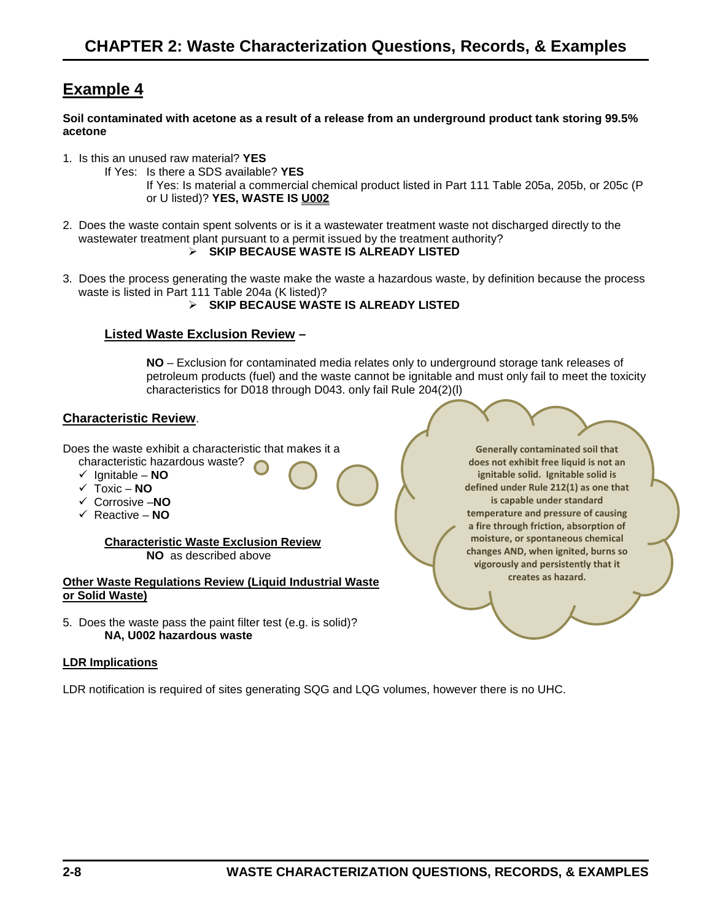# CHAPTER 2: Waste Characterization Questions, Records, & Examples

## Example 4

**Soil contaminated with acetone as a result of a release from an underground product tank storing 99.5% acetone**

1. Is this an unused raw material? **YES**

   If Yes: Is there a SDS available? **YES**

   If Yes: Is material a commercial chemical product listed in Part 111 Table 205a, 205b, or 205c (P or U listed)? **YES, WASTE IS <u>U002</u>**

2. Does the waste contain spent solvents or is it a wastewater treatment waste not discharged directly to the wastewater treatment plant pursuant to a permit issued by the treatment authority?
   - **SKIP BECAUSE WASTE IS ALREADY LISTED**

3. Does the process generating the waste make the waste a hazardous waste, by definition because the process waste is listed in Part 111 Table 204a (K listed)?
   - **SKIP BECAUSE WASTE IS ALREADY LISTED**

**<u>Listed Waste Exclusion Review</u> –**

**NO** – Exclusion for contaminated media relates only to underground storage tank releases of petroleum products (fuel) and the waste cannot be ignitable and must only fail to meet the toxicity characteristics for D018 through D043. only fail Rule 204(2)(l)

**<u>Characteristic Review</u>**.

Does the waste exhibit a characteristic that makes it a characteristic hazardous waste?

- ✓ Ignitable – **NO**
- ✓ Toxic – **NO**
- ✓ Corrosive –**NO**
- ✓ Reactive – **NO**

**Generally contaminated soil that does not exhibit free liquid is not an ignitable solid. Ignitable solid is defined under Rule 212(1) as one that is capable under standard temperature and pressure of causing a fire through friction, absorption of moisture, or spontaneous chemical changes AND, when ignited, burns so vigorously and persistently that it creates as hazard.**

**<u>Characteristic Waste Exclusion Review</u>**

**NO** as described above

**<u>Other Waste Regulations Review (Liquid Industrial Waste or Solid Waste)</u>**

5. Does the waste pass the paint filter test (e.g. is solid)?

   **NA, U002 hazardous waste**

**<u>LDR Implications</u>**

LDR notification is required of sites generating SQG and LQG volumes, however there is no UHC.